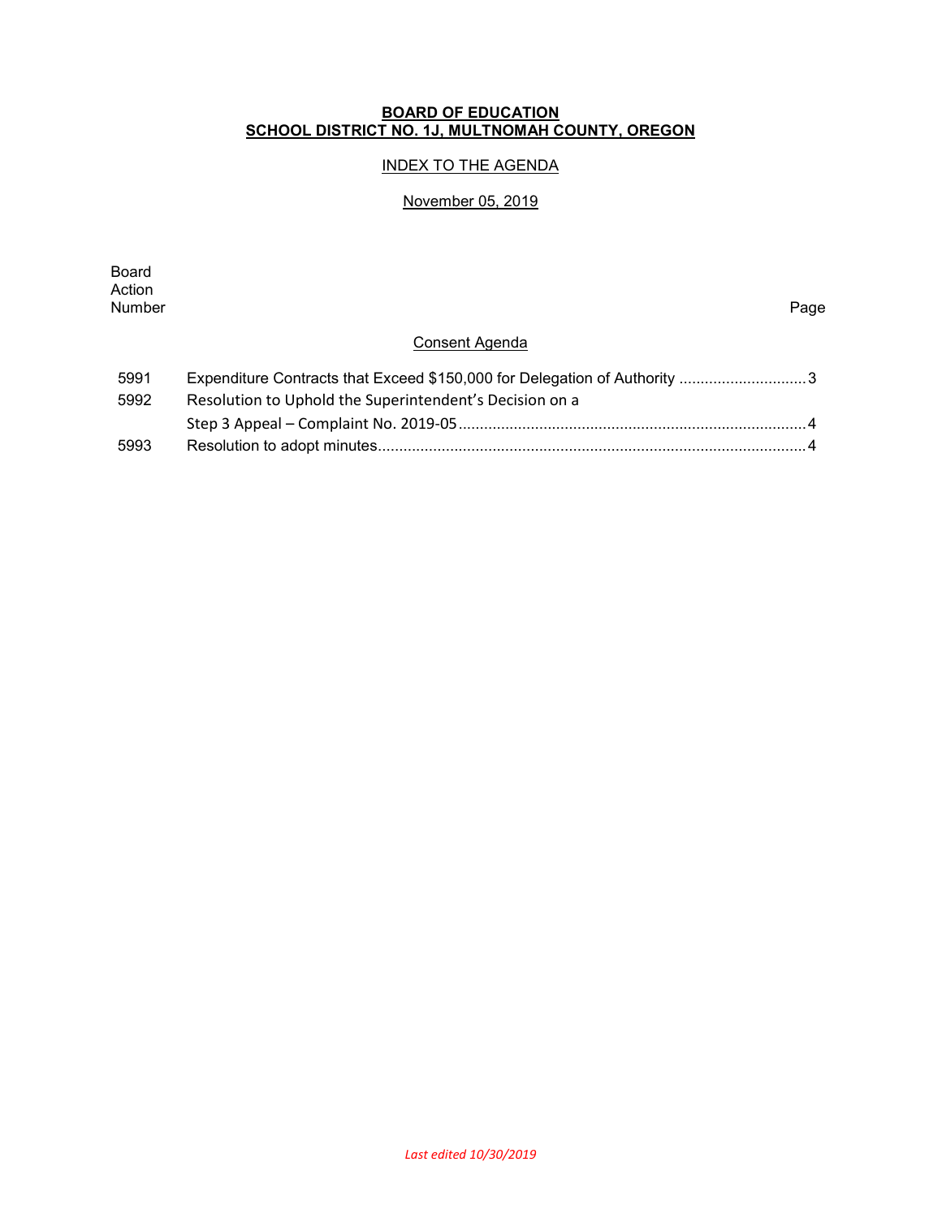**BOARD OF EDUCATION**
**SCHOOL DISTRICT NO. 1J, MULTNOMAH COUNTY, OREGON**

INDEX TO THE AGENDA

November 05, 2019

| Board Action Number | | Page |
|---|---|---|
| | **Consent Agenda** | |
| 5991 | Expenditure Contracts that Exceed $150,000 for Delegation of Authority | 3 |
| 5992 | Resolution to Uphold the Superintendent's Decision on a Step 3 Appeal – Complaint No. 2019-05 | 4 |
| 5993 | Resolution to adopt minutes | 4 |

*Last edited 10/30/2019*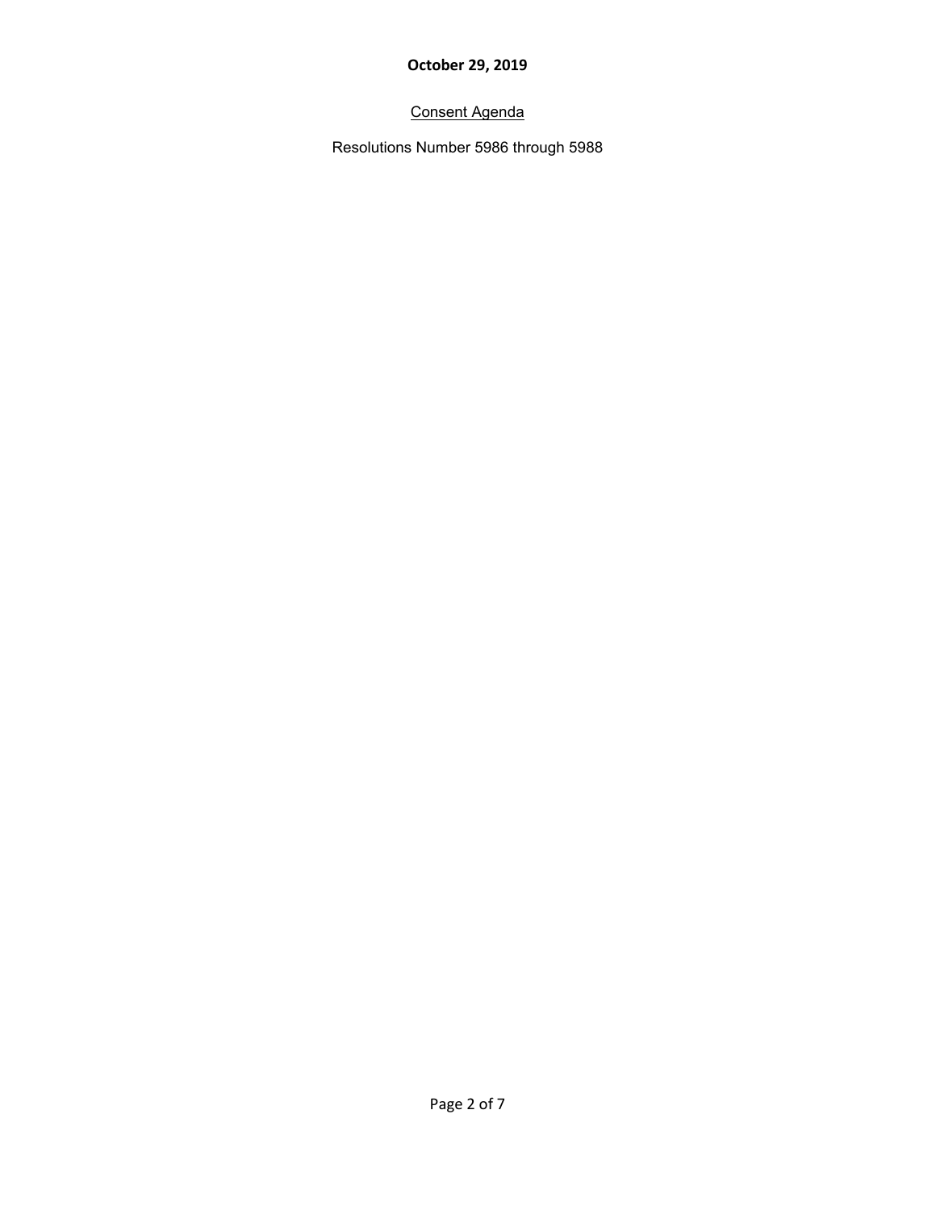**October 29, 2019**

Consent Agenda

Resolutions Number 5986 through 5988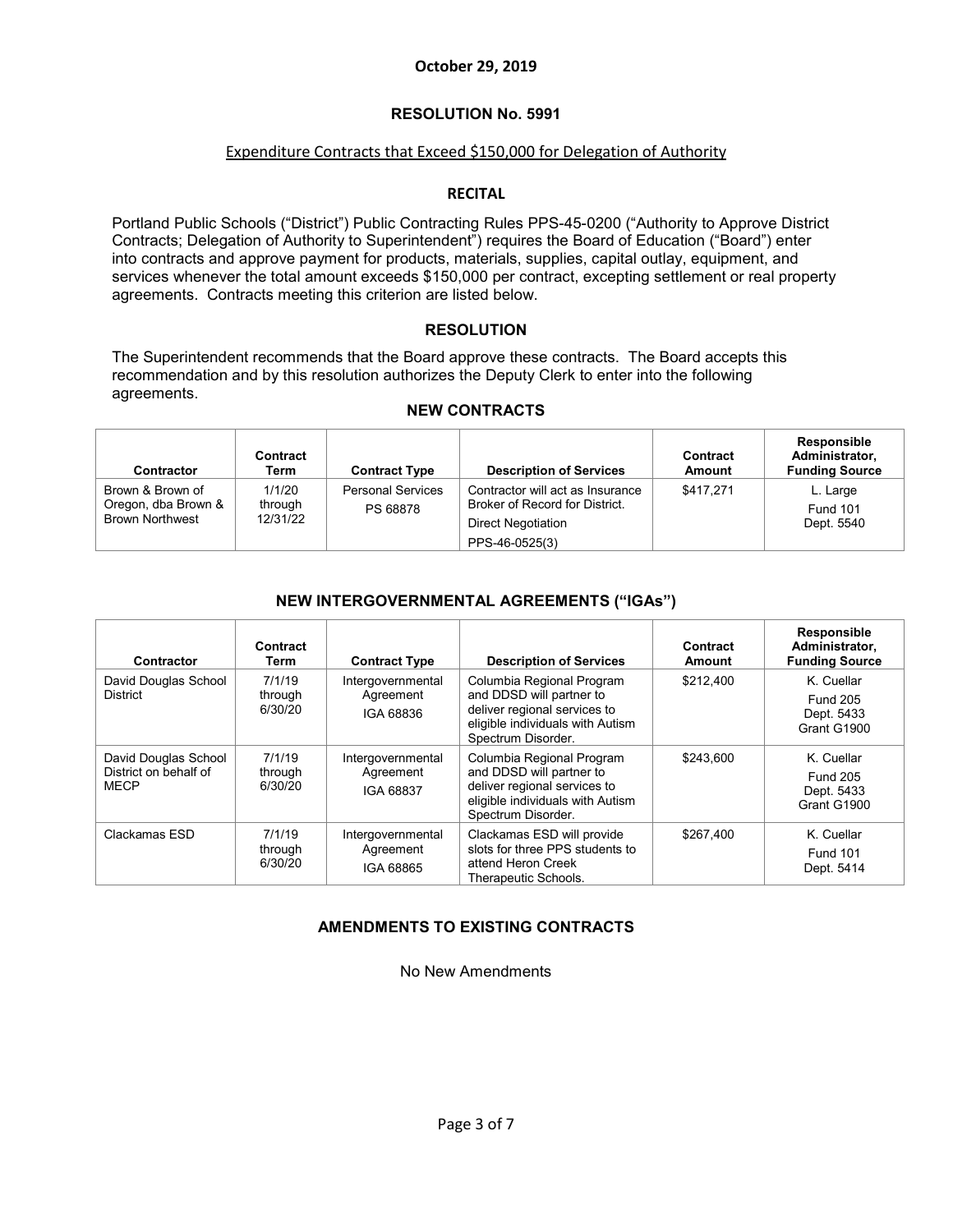**October 29, 2019**

## RESOLUTION No. 5991

Expenditure Contracts that Exceed $150,000 for Delegation of Authority

### RECITAL

Portland Public Schools ("District") Public Contracting Rules PPS-45-0200 ("Authority to Approve District Contracts; Delegation of Authority to Superintendent") requires the Board of Education ("Board") enter into contracts and approve payment for products, materials, supplies, capital outlay, equipment, and services whenever the total amount exceeds $150,000 per contract, excepting settlement or real property agreements. Contracts meeting this criterion are listed below.

### RESOLUTION

The Superintendent recommends that the Board approve these contracts. The Board accepts this recommendation and by this resolution authorizes the Deputy Clerk to enter into the following agreements.

### NEW CONTRACTS

| Contractor | Contract Term | Contract Type | Description of Services | Contract Amount | Responsible Administrator, Funding Source |
|---|---|---|---|---|---|
| Brown & Brown of Oregon, dba Brown & Brown Northwest | 1/1/20 through 12/31/22 | Personal Services PS 68878 | Contractor will act as Insurance Broker of Record for District. Direct Negotiation PPS-46-0525(3) | $417,271 | L. Large Fund 101 Dept. 5540 |

### NEW INTERGOVERNMENTAL AGREEMENTS ("IGAs")

| Contractor | Contract Term | Contract Type | Description of Services | Contract Amount | Responsible Administrator, Funding Source |
|---|---|---|---|---|---|
| David Douglas School District | 7/1/19 through 6/30/20 | Intergovernmental Agreement IGA 68836 | Columbia Regional Program and DDSD will partner to deliver regional services to eligible individuals with Autism Spectrum Disorder. | $212,400 | K. Cuellar Fund 205 Dept. 5433 Grant G1900 |
| David Douglas School District on behalf of MECP | 7/1/19 through 6/30/20 | Intergovernmental Agreement IGA 68837 | Columbia Regional Program and DDSD will partner to deliver regional services to eligible individuals with Autism Spectrum Disorder. | $243,600 | K. Cuellar Fund 205 Dept. 5433 Grant G1900 |
| Clackamas ESD | 7/1/19 through 6/30/20 | Intergovernmental Agreement IGA 68865 | Clackamas ESD will provide slots for three PPS students to attend Heron Creek Therapeutic Schools. | $267,400 | K. Cuellar Fund 101 Dept. 5414 |

### AMENDMENTS TO EXISTING CONTRACTS

No New Amendments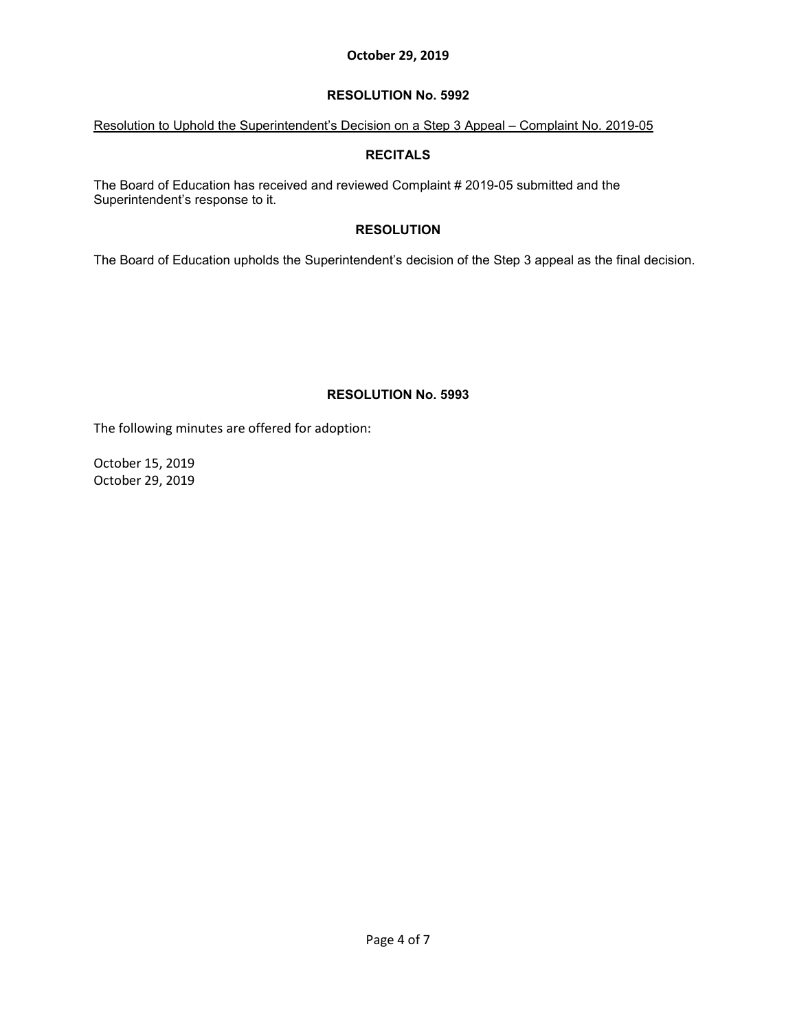**October 29, 2019**

## RESOLUTION No. 5992

Resolution to Uphold the Superintendent's Decision on a Step 3 Appeal – Complaint No. 2019-05

### RECITALS

The Board of Education has received and reviewed Complaint # 2019-05 submitted and the Superintendent's response to it.

### RESOLUTION

The Board of Education upholds the Superintendent's decision of the Step 3 appeal as the final decision.

## RESOLUTION No. 5993

The following minutes are offered for adoption:

October 15, 2019
October 29, 2019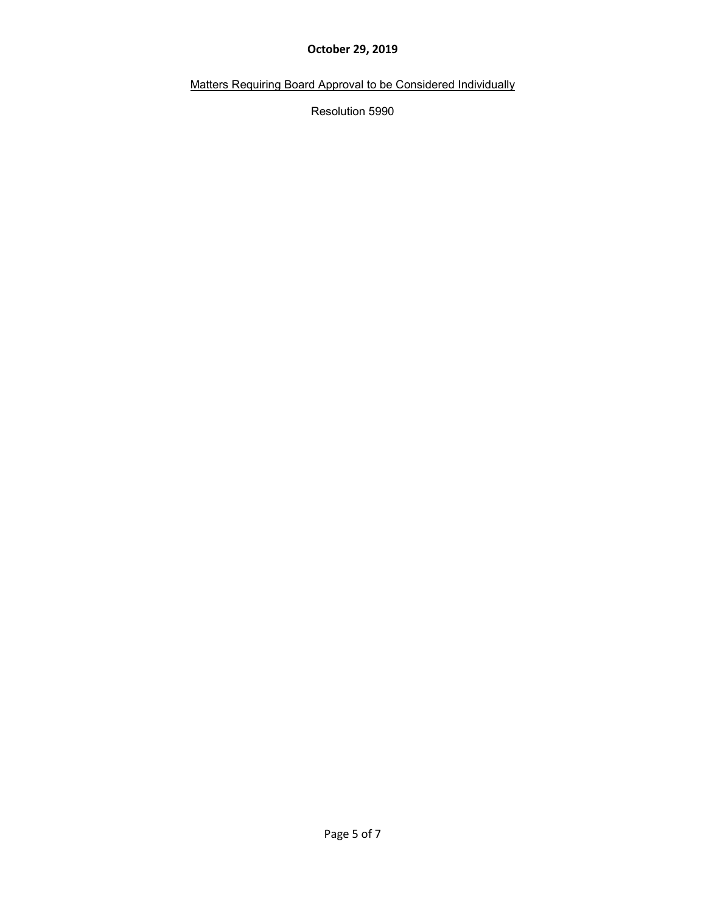**October 29, 2019**

Matters Requiring Board Approval to be Considered Individually

Resolution 5990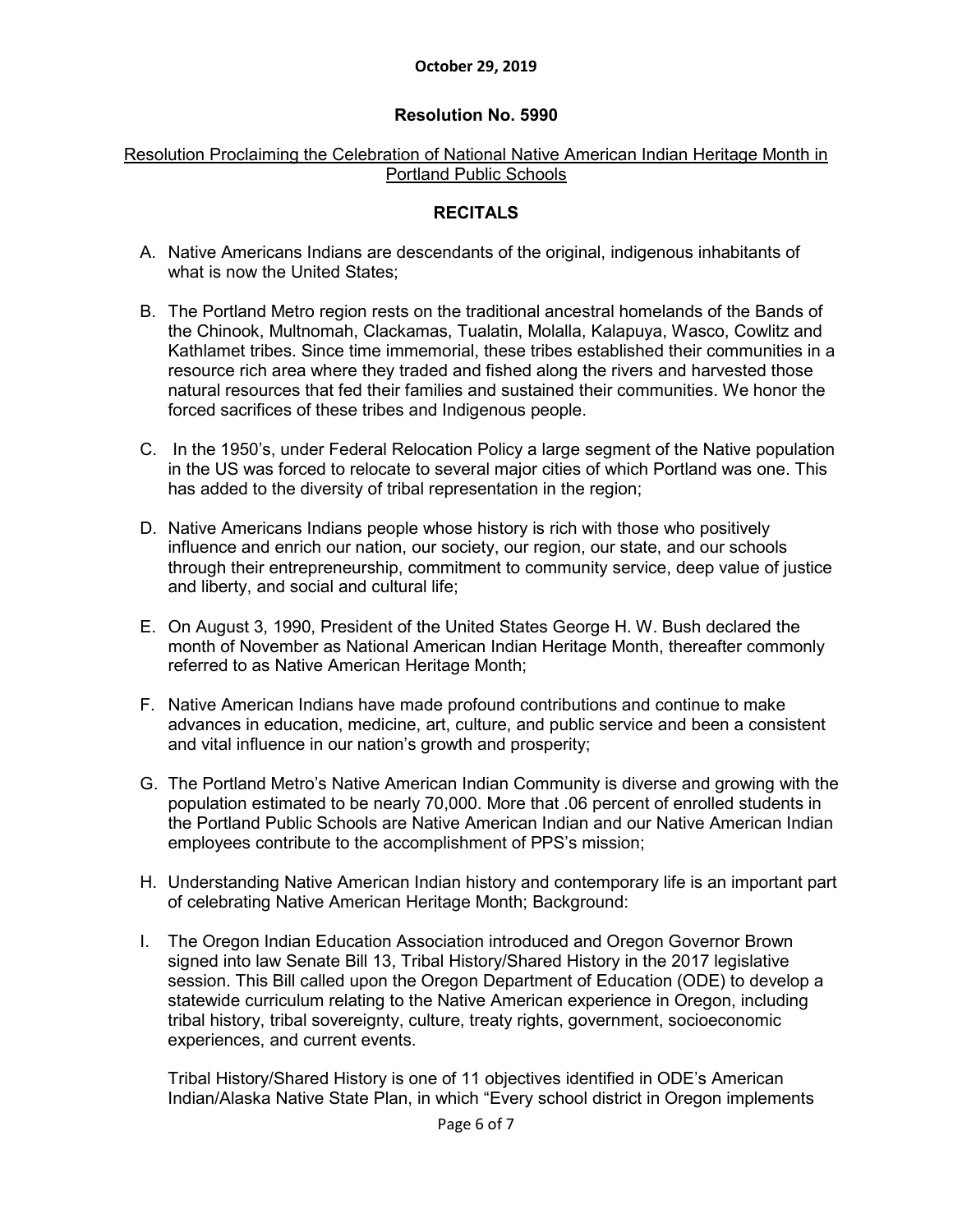October 29, 2019

## Resolution No. 5990

Resolution Proclaiming the Celebration of National Native American Indian Heritage Month in Portland Public Schools

### RECITALS

A. Native Americans Indians are descendants of the original, indigenous inhabitants of what is now the United States;

B. The Portland Metro region rests on the traditional ancestral homelands of the Bands of the Chinook, Multnomah, Clackamas, Tualatin, Molalla, Kalapuya, Wasco, Cowlitz and Kathlamet tribes. Since time immemorial, these tribes established their communities in a resource rich area where they traded and fished along the rivers and harvested those natural resources that fed their families and sustained their communities. We honor the forced sacrifices of these tribes and Indigenous people.

C. In the 1950's, under Federal Relocation Policy a large segment of the Native population in the US was forced to relocate to several major cities of which Portland was one. This has added to the diversity of tribal representation in the region;

D. Native Americans Indians people whose history is rich with those who positively influence and enrich our nation, our society, our region, our state, and our schools through their entrepreneurship, commitment to community service, deep value of justice and liberty, and social and cultural life;

E. On August 3, 1990, President of the United States George H. W. Bush declared the month of November as National American Indian Heritage Month, thereafter commonly referred to as Native American Heritage Month;

F. Native American Indians have made profound contributions and continue to make advances in education, medicine, art, culture, and public service and been a consistent and vital influence in our nation's growth and prosperity;

G. The Portland Metro's Native American Indian Community is diverse and growing with the population estimated to be nearly 70,000. More that .06 percent of enrolled students in the Portland Public Schools are Native American Indian and our Native American Indian employees contribute to the accomplishment of PPS's mission;

H. Understanding Native American Indian history and contemporary life is an important part of celebrating Native American Heritage Month; Background:

I. The Oregon Indian Education Association introduced and Oregon Governor Brown signed into law Senate Bill 13, Tribal History/Shared History in the 2017 legislative session. This Bill called upon the Oregon Department of Education (ODE) to develop a statewide curriculum relating to the Native American experience in Oregon, including tribal history, tribal sovereignty, culture, treaty rights, government, socioeconomic experiences, and current events.

   Tribal History/Shared History is one of 11 objectives identified in ODE's American Indian/Alaska Native State Plan, in which "Every school district in Oregon implements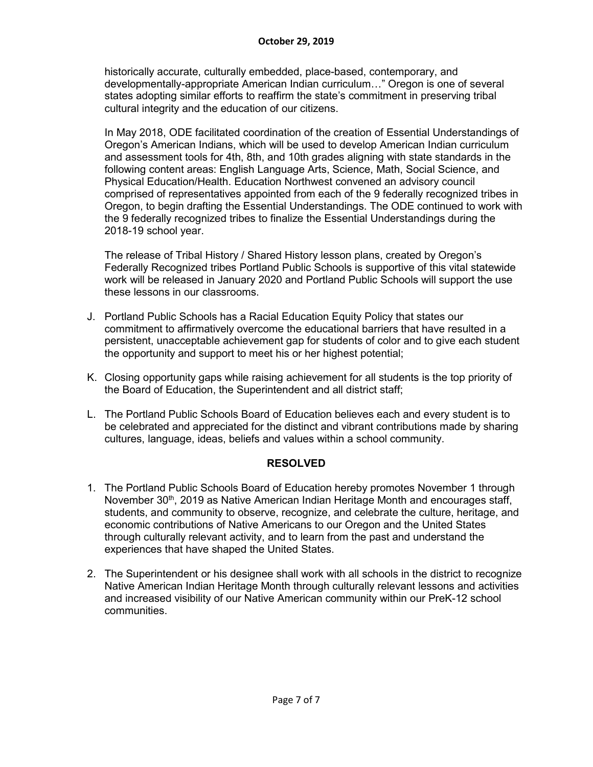historically accurate, culturally embedded, place-based, contemporary, and developmentally-appropriate American Indian curriculum…" Oregon is one of several states adopting similar efforts to reaffirm the state's commitment in preserving tribal cultural integrity and the education of our citizens.

In May 2018, ODE facilitated coordination of the creation of Essential Understandings of Oregon's American Indians, which will be used to develop American Indian curriculum and assessment tools for 4th, 8th, and 10th grades aligning with state standards in the following content areas: English Language Arts, Science, Math, Social Science, and Physical Education/Health. Education Northwest convened an advisory council comprised of representatives appointed from each of the 9 federally recognized tribes in Oregon, to begin drafting the Essential Understandings. The ODE continued to work with the 9 federally recognized tribes to finalize the Essential Understandings during the 2018-19 school year.

The release of Tribal History / Shared History lesson plans, created by Oregon's Federally Recognized tribes Portland Public Schools is supportive of this vital statewide work will be released in January 2020 and Portland Public Schools will support the use these lessons in our classrooms.

J. Portland Public Schools has a Racial Education Equity Policy that states our commitment to affirmatively overcome the educational barriers that have resulted in a persistent, unacceptable achievement gap for students of color and to give each student the opportunity and support to meet his or her highest potential;

K. Closing opportunity gaps while raising achievement for all students is the top priority of the Board of Education, the Superintendent and all district staff;

L. The Portland Public Schools Board of Education believes each and every student is to be celebrated and appreciated for the distinct and vibrant contributions made by sharing cultures, language, ideas, beliefs and values within a school community.

## RESOLVED

1. The Portland Public Schools Board of Education hereby promotes November 1 through November 30th, 2019 as Native American Indian Heritage Month and encourages staff, students, and community to observe, recognize, and celebrate the culture, heritage, and economic contributions of Native Americans to our Oregon and the United States through culturally relevant activity, and to learn from the past and understand the experiences that have shaped the United States.

2. The Superintendent or his designee shall work with all schools in the district to recognize Native American Indian Heritage Month through culturally relevant lessons and activities and increased visibility of our Native American community within our PreK-12 school communities.